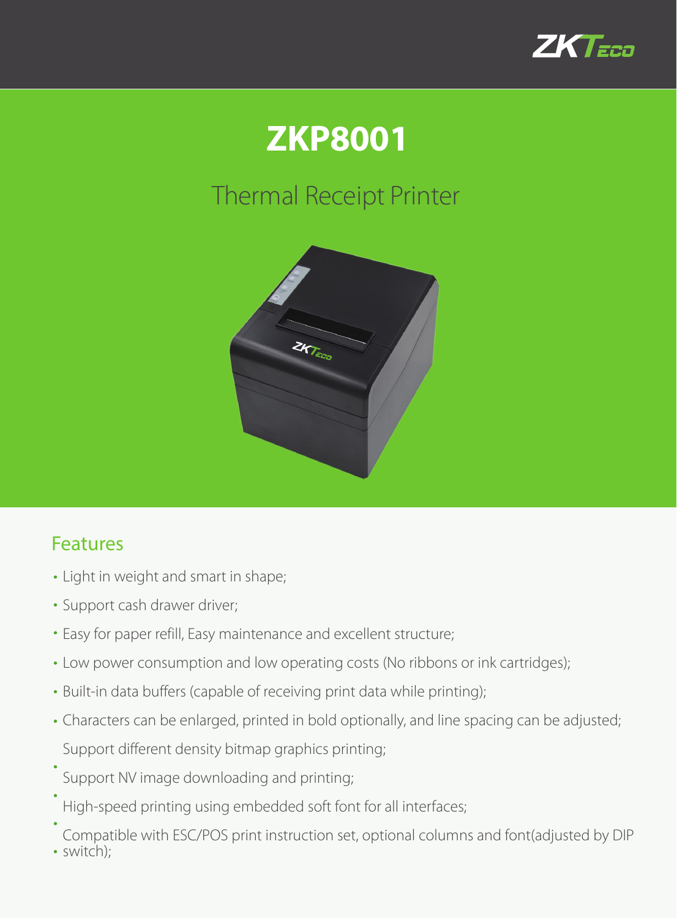# ZKP8001

## Thermal Receipt Printer

### Features

- Light in weight and smart in shape;
- Support cash drawer driver;
- Easy for paper refill, Easy maintenance and excellent structure;
- Low power consumption and low operating costs (No ribbons or ink cartridges);
- Built-in data buffers (capable of receiving print data while printing);
- Characters can be enlarged, printed in bold optionally, and line spacing can be adjusted;
- Support different density bitmap graphics printing;
- Support NV image downloading and printing;
- High-speed printing using embedded soft font for all interfaces;
- Compatible with ESC/POS print instruction set, optional columns and font(adjusted by DIP switch);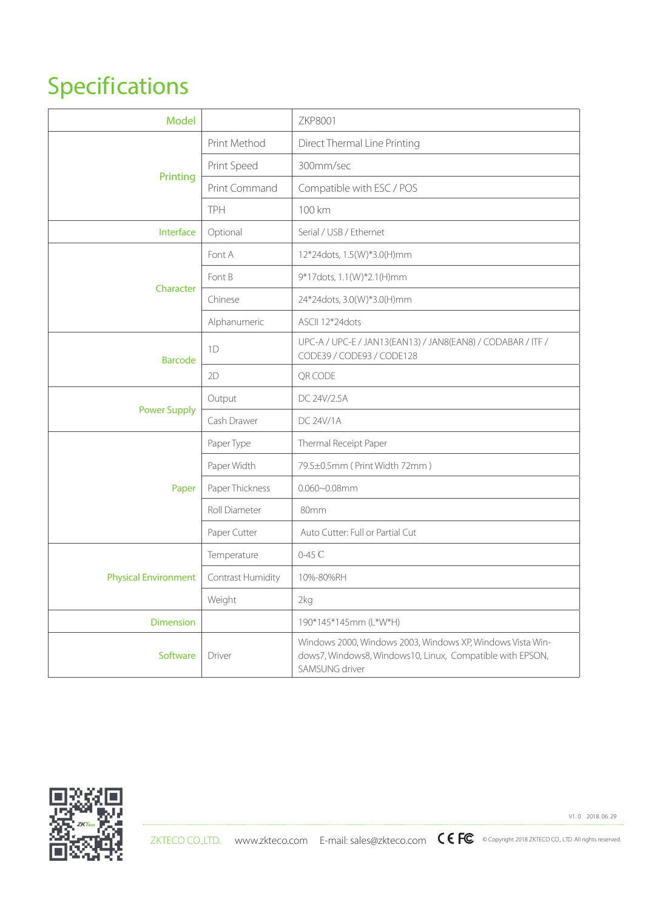# Specifications

| | | |
|---|---|---|
| Model | | ZKP8001 |
| Printing | Print Method | Direct Thermal Line Printing |
| | Print Speed | 300mm/sec |
| | Print Command | Compatible with ESC / POS |
| | TPH | 100 km |
| Interface | Optional | Serial / USB / Ethernet |
| Character | Font A | 12*24dots, 1.5(W)*3.0(H)mm |
| | Font B | 9*17dots, 1.1(W)*2.1(H)mm |
| | Chinese | 24*24dots, 3.0(W)*3.0(H)mm |
| | Alphanumeric | ASCII 12*24dots |
| Barcode | 1D | UPC-A / UPC-E / JAN13(EAN13) / JAN8(EAN8) / CODABAR / ITF / CODE39 / CODE93 / CODE128 |
| | 2D | QR CODE |
| Power Supply | Output | DC 24V/2.5A |
| | Cash Drawer | DC 24V/1A |
| Paper | Paper Type | Thermal Receipt Paper |
| | Paper Width | 79.5±0.5mm ( Print Width 72mm ) |
| | Paper Thickness | 0.060~0.08mm |
| | Roll Diameter | 80mm |
| | Paper Cutter | Auto Cutter: Full or Partial Cut |
| Physical Environment | Temperature | 0-45 ℃ |
| | Contrast Humidity | 10%-80%RH |
| | Weight | 2kg |
| Dimension | | 190*145*145mm (L*W*H) |
| Software | Driver | Windows 2000, Windows 2003, Windows XP, Windows Vista Windows7, Windows8, Windows10, Linux, Compatible with EPSON, SAMSUNG driver |

V1.0 2018. 06. 29

ZKTECO CO.,LTD. www.zkteco.com E-mail: sales@zkteco.com

© Copyright 2018 ZKTECO CO., LTD. All rights reserved.